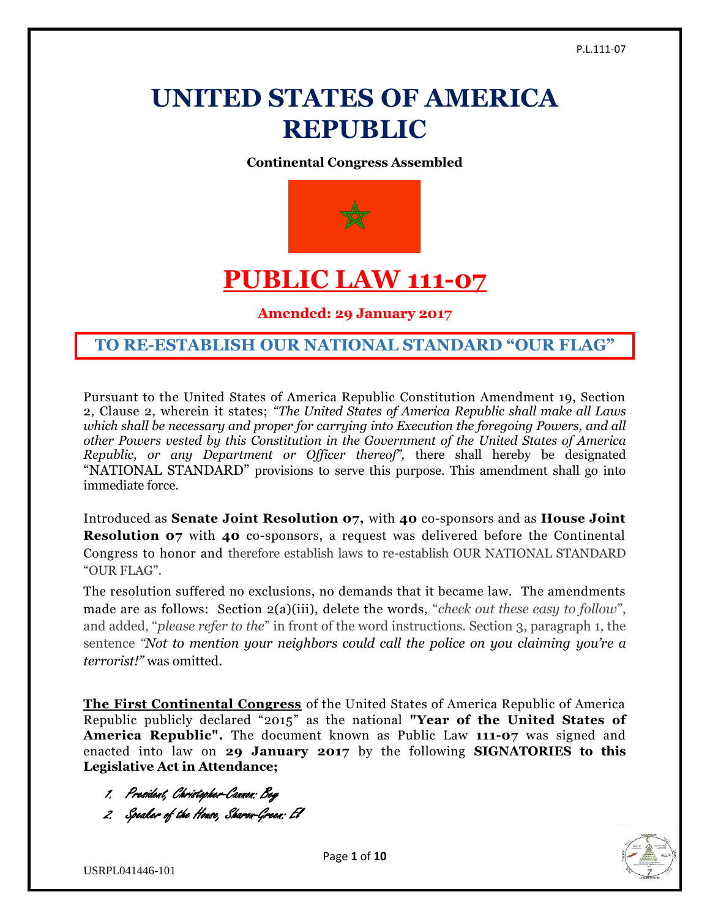# UNITED STATES OF AMERICA REPUBLIC

**Continental Congress Assembled**

# PUBLIC LAW 111-07

**Amended: 29 January 2017**

## TO RE-ESTABLISH OUR NATIONAL STANDARD "OUR FLAG"

Pursuant to the United States of America Republic Constitution Amendment 19, Section 2, Clause 2, wherein it states; *"The United States of America Republic shall make all Laws which shall be necessary and proper for carrying into Execution the foregoing Powers, and all other Powers vested by this Constitution in the Government of the United States of America Republic, or any Department or Officer thereof",* there shall hereby be designated "NATIONAL STANDARD" provisions to serve this purpose. This amendment shall go into immediate force.

Introduced as **Senate Joint Resolution 07,** with **40** co-sponsors and as **House Joint Resolution 07** with **40** co-sponsors, a request was delivered before the Continental Congress to honor and therefore establish laws to re-establish OUR NATIONAL STANDARD "OUR FLAG".

The resolution suffered no exclusions, no demands that it became law. The amendments made are as follows: Section 2(a)(iii), delete the words, "*check out these easy to follow*", and added, "*please refer to the*" in front of the word instructions. Section 3, paragraph 1, the sentence *"Not to mention your neighbors could call the police on you claiming you're a terrorist!"* was omitted.

**The First Continental Congress** of the United States of America Republic of America Republic publicly declared "2015" as the national **"Year of the United States of America Republic".** The document known as Public Law **111-07** was signed and enacted into law on **29 January 2017** by the following **SIGNATORIES to this Legislative Act in Attendance;**

1. *President, Christopher-Cannon: Bey*
2. *Speaker of the House, Sharon-Green: El*

USRPL041446-101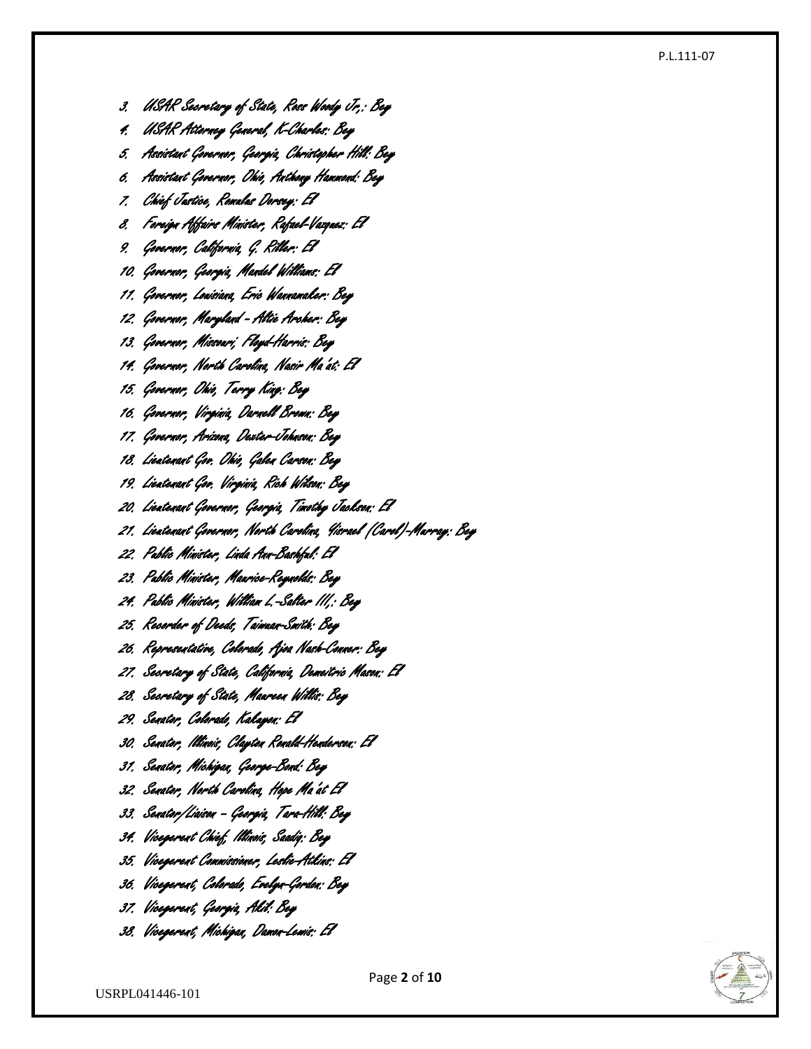3. USAR Secretary of State, Ross Woody Jr,: Bey
4. USAR Attorney General, K-Charles: Bey
5. Assistant Governor, Georgia, Christopher Hill: Bey
6. Assistant Governor, Ohio, Anthony Hammond: Bey
7. Chief Justice, Romulus Dorsey: El
8. Foreign Affairs Minister, Rafael-Vazquez: El
9. Governor, California, G. Ritter: El
10. Governor, Georgia, Mandel Williams: El
11. Governor, Louisiana, Eric Wannamaker: Bey
12. Governor, Maryland - Altie Archer: Bey
13. Governor, Missouri, Floyd-Harris: Bey
14. Governor, North Carolina, Nasir Ma'at: El
15. Governor, Ohio, Terry King: Bey
16. Governor, Virginia, Darnell Brown: Bey
17. Governor, Arizona, Dexter-Johnson: Bey
18. Lieutenant Gov. Ohio, Galen Carson: Bey
19. Lieutenant Gov. Virginia, Rich Wilson: Bey
20. Lieutenant Governor, Georgia, Timothy Jackson: El
21. Lieutenant Governor, North Carolina, Yisrael (Carol)-Murray: Bey
22. Public Minister, Linda Ann-Bashful: El
23. Public Minister, Maurice-Reynolds: Bey
24. Public Minister, William L.-Salter III,: Bey
25. Recorder of Deeds, Taiwan-Smith: Bey
26. Representative, Colorado, Ajoa Nash-Conner: Bey
27. Secretary of State, California, Demeitric Mason: El
28. Secretary of State, Maureen Willis: Bey
29. Senator, Colorado, Kakayon: El
30. Senator, Illinois, Clayton Ronald-Henderson: El
31. Senator, Michigan, George-Bond: Bey
32. Senator, North Carolina, Hope Ma'at El
33. Senator/Liaison - Georgia, Tara-Hill: Bey
34. Vicegerent Chief, Illinois, Saadiq: Bey
35. Vicegerent Commissioner, Leslie-Atkins: El
36. Vicegerent, Colorado, Evelyn-Gordon: Bey
37. Vicegerent, Georgia, Akil: Bey
38. Vicegerent, Michigan, Damon-Lewis: El

USRPL041446-101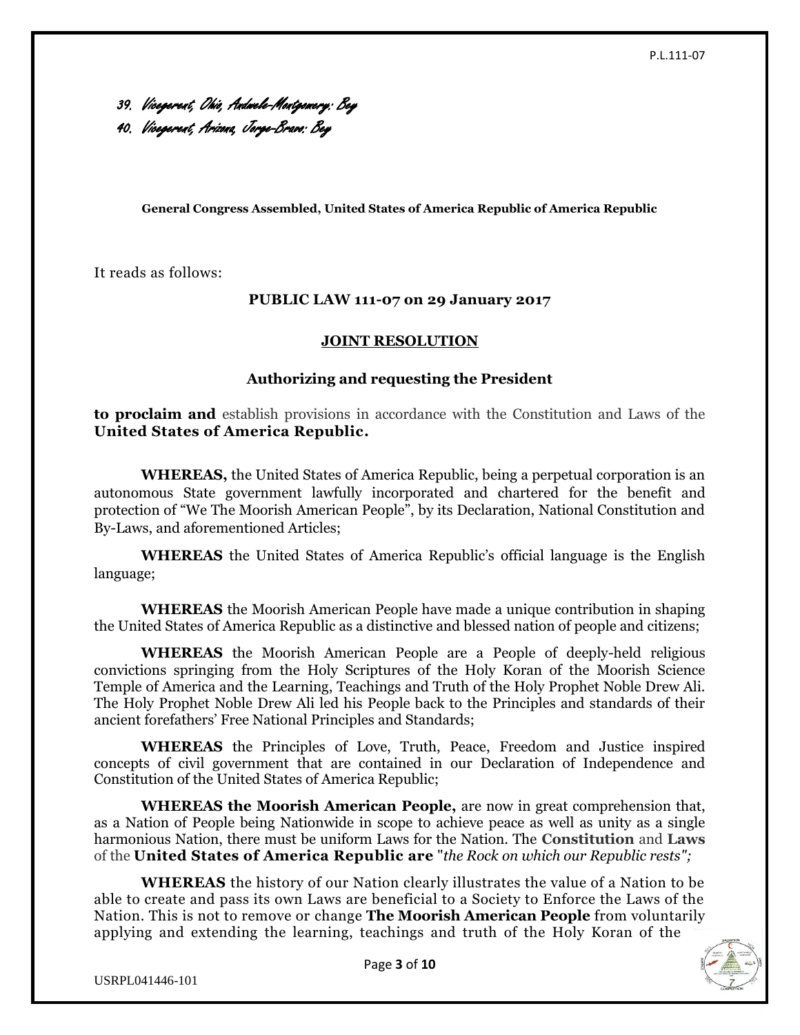39. Vicegerent, Ohio, Andarele-Montgomery: Bey
40. Vicegerent, Arizona, Jorge-Bravo: Bey

**General Congress Assembled, United States of America Republic of America Republic**

It reads as follows:

**PUBLIC LAW 111-07 on 29 January 2017**

**JOINT RESOLUTION**

**Authorizing and requesting the President**

**to proclaim and** establish provisions in accordance with the Constitution and Laws of the **United States of America Republic.**

**WHEREAS,** the United States of America Republic, being a perpetual corporation is an autonomous State government lawfully incorporated and chartered for the benefit and protection of "We The Moorish American People", by its Declaration, National Constitution and By-Laws, and aforementioned Articles;

**WHEREAS** the United States of America Republic's official language is the English language;

**WHEREAS** the Moorish American People have made a unique contribution in shaping the United States of America Republic as a distinctive and blessed nation of people and citizens;

**WHEREAS** the Moorish American People are a People of deeply-held religious convictions springing from the Holy Scriptures of the Holy Koran of the Moorish Science Temple of America and the Learning, Teachings and Truth of the Holy Prophet Noble Drew Ali. The Holy Prophet Noble Drew Ali led his People back to the Principles and standards of their ancient forefathers' Free National Principles and Standards;

**WHEREAS** the Principles of Love, Truth, Peace, Freedom and Justice inspired concepts of civil government that are contained in our Declaration of Independence and Constitution of the United States of America Republic;

**WHEREAS the Moorish American People,** are now in great comprehension that, as a Nation of People being Nationwide in scope to achieve peace as well as unity as a single harmonious Nation, there must be uniform Laws for the Nation. The **Constitution** and **Laws** of the **United States of America Republic are** "*the Rock on which our Republic rests";*

**WHEREAS** the history of our Nation clearly illustrates the value of a Nation to be able to create and pass its own Laws are beneficial to a Society to Enforce the Laws of the Nation. This is not to remove or change **The Moorish American People** from voluntarily applying and extending the learning, teachings and truth of the Holy Koran of the

USRPL041446-101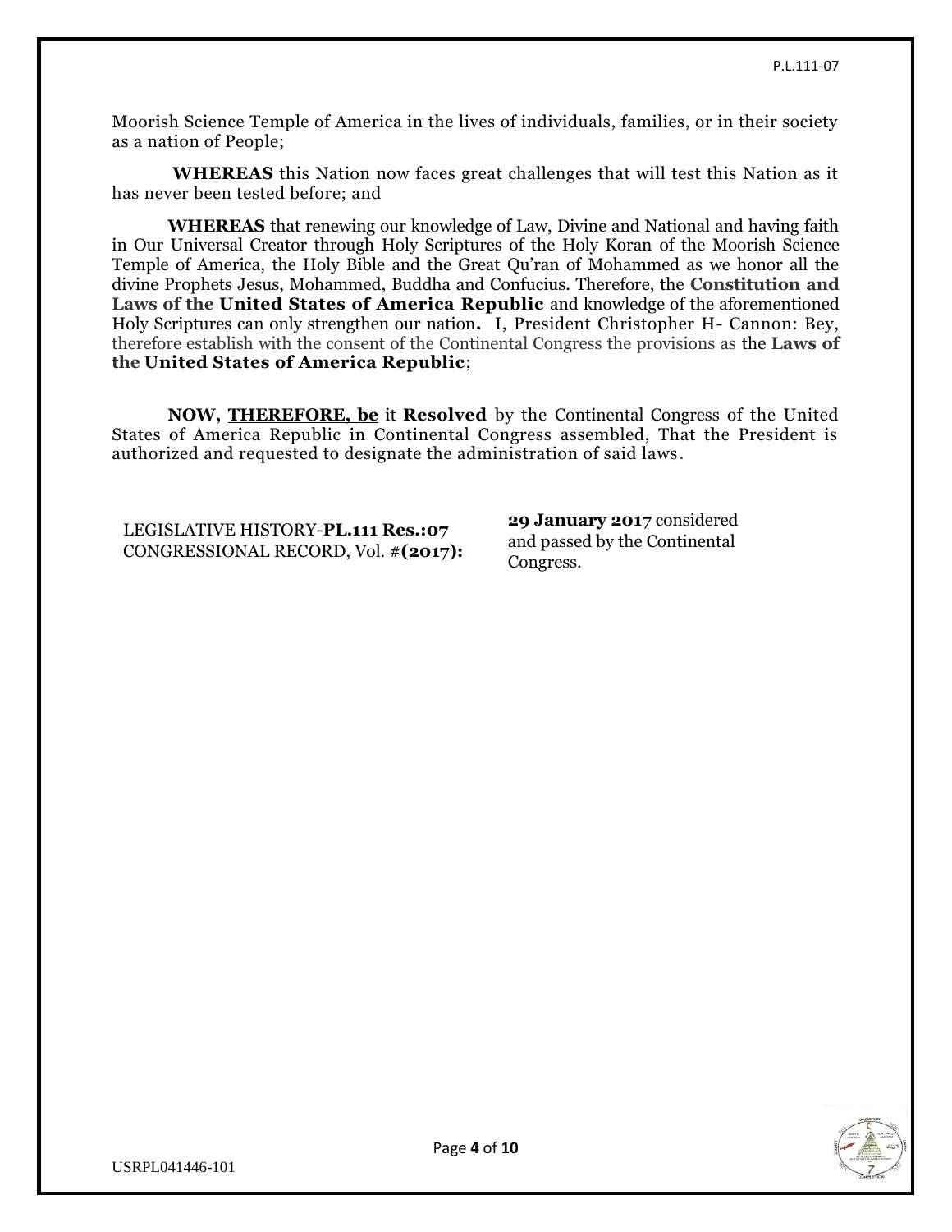Moorish Science Temple of America in the lives of individuals, families, or in their society as a nation of People;

**WHEREAS** this Nation now faces great challenges that will test this Nation as it has never been tested before; and

**WHEREAS** that renewing our knowledge of Law, Divine and National and having faith in Our Universal Creator through Holy Scriptures of the Holy Koran of the Moorish Science Temple of America, the Holy Bible and the Great Qu'ran of Mohammed as we honor all the divine Prophets Jesus, Mohammed, Buddha and Confucius. Therefore, the **Constitution and Laws of the United States of America Republic** and knowledge of the aforementioned Holy Scriptures can only strengthen our nation**.** I, President Christopher H- Cannon: Bey, therefore establish with the consent of the Continental Congress the provisions as the **Laws of the United States of America Republic**;

**NOW, <u>THEREFORE, be</u>** it **Resolved** by the Continental Congress of the United States of America Republic in Continental Congress assembled, That the President is authorized and requested to designate the administration of said laws.

LEGISLATIVE HISTORY-**PL.111 Res.:07** CONGRESSIONAL RECORD, Vol. #**(2017):**

**29 January 2017** considered and passed by the Continental Congress.

USRPL041446-101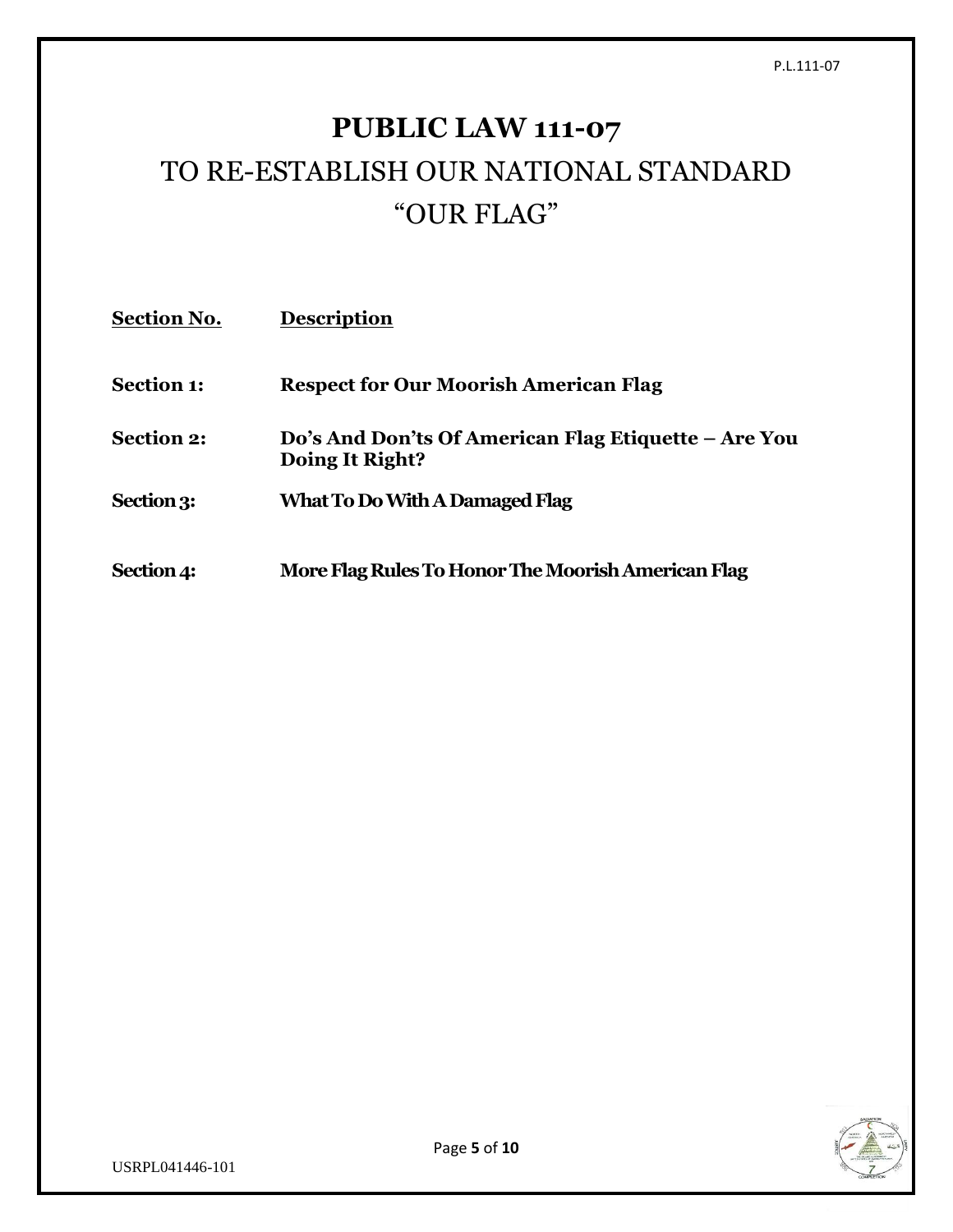# PUBLIC LAW 111-07

## TO RE-ESTABLISH OUR NATIONAL STANDARD "OUR FLAG"

| **Section No.** | **Description** |
|---|---|
| **Section 1:** | **Respect for Our Moorish American Flag** |
| **Section 2:** | **Do's And Don'ts Of American Flag Etiquette – Are You Doing It Right?** |
| **Section 3:** | **What To Do With A Damaged Flag** |
| **Section 4:** | **More Flag Rules To Honor The Moorish American Flag** |

USRPL041446-101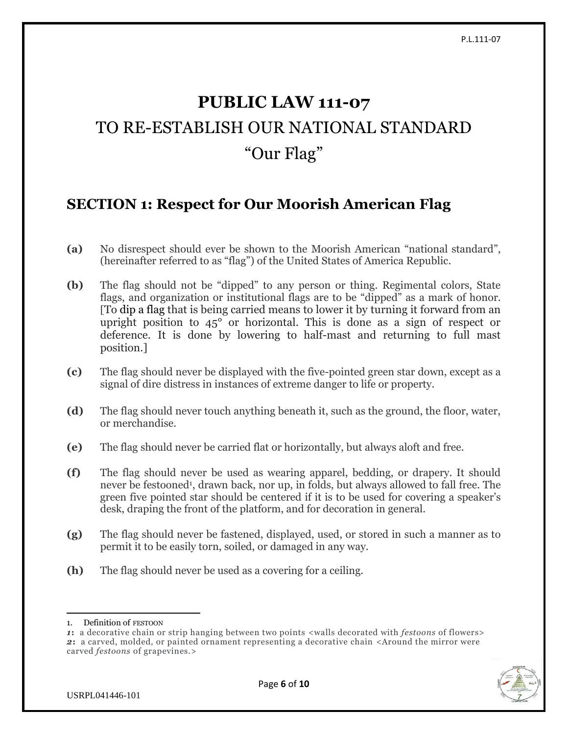# PUBLIC LAW 111-07

## TO RE-ESTABLISH OUR NATIONAL STANDARD

## "Our Flag"

### SECTION 1: Respect for Our Moorish American Flag

**(a)** No disrespect should ever be shown to the Moorish American "national standard", (hereinafter referred to as "flag") of the United States of America Republic.

**(b)** The flag should not be "dipped" to any person or thing. Regimental colors, State flags, and organization or institutional flags are to be "dipped" as a mark of honor. [To dip a flag that is being carried means to lower it by turning it forward from an upright position to 45° or horizontal. This is done as a sign of respect or deference. It is done by lowering to half-mast and returning to full mast position.]

**(c)** The flag should never be displayed with the five-pointed green star down, except as a signal of dire distress in instances of extreme danger to life or property.

**(d)** The flag should never touch anything beneath it, such as the ground, the floor, water, or merchandise.

**(e)** The flag should never be carried flat or horizontally, but always aloft and free.

**(f)** The flag should never be used as wearing apparel, bedding, or drapery. It should never be festooned[1], drawn back, nor up, in folds, but always allowed to fall free. The green five pointed star should be centered if it is to be used for covering a speaker's desk, draping the front of the platform, and for decoration in general.

**(g)** The flag should never be fastened, displayed, used, or stored in such a manner as to permit it to be easily torn, soiled, or damaged in any way.

**(h)** The flag should never be used as a covering for a ceiling.

---

1. Definition of FESTOON

***1*:** a decorative chain or strip hanging between two points <walls decorated with *festoons* of flowers>
***2*:** a carved, molded, or painted ornament representing a decorative chain <Around the mirror were carved *festoons* of grapevines.>

USRPL041446-101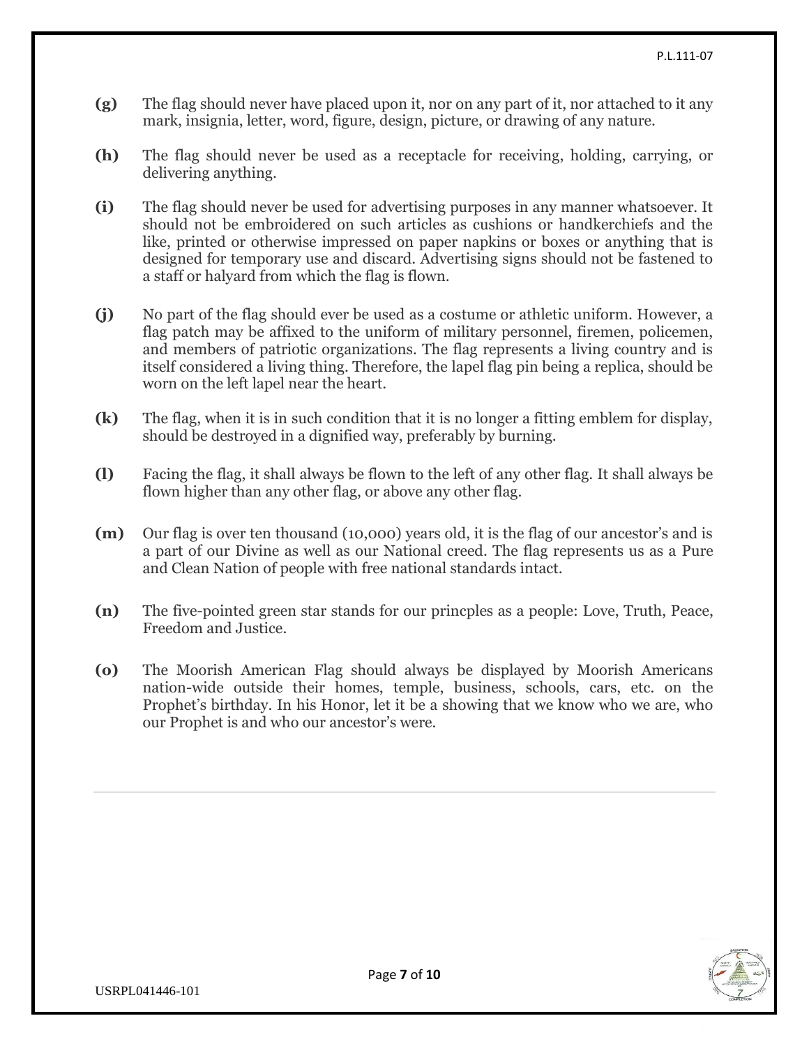**(g)** The flag should never have placed upon it, nor on any part of it, nor attached to it any mark, insignia, letter, word, figure, design, picture, or drawing of any nature.

**(h)** The flag should never be used as a receptacle for receiving, holding, carrying, or delivering anything.

**(i)** The flag should never be used for advertising purposes in any manner whatsoever. It should not be embroidered on such articles as cushions or handkerchiefs and the like, printed or otherwise impressed on paper napkins or boxes or anything that is designed for temporary use and discard. Advertising signs should not be fastened to a staff or halyard from which the flag is flown.

**(j)** No part of the flag should ever be used as a costume or athletic uniform. However, a flag patch may be affixed to the uniform of military personnel, firemen, policemen, and members of patriotic organizations. The flag represents a living country and is itself considered a living thing. Therefore, the lapel flag pin being a replica, should be worn on the left lapel near the heart.

**(k)** The flag, when it is in such condition that it is no longer a fitting emblem for display, should be destroyed in a dignified way, preferably by burning.

**(l)** Facing the flag, it shall always be flown to the left of any other flag. It shall always be flown higher than any other flag, or above any other flag.

**(m)** Our flag is over ten thousand (10,000) years old, it is the flag of our ancestor's and is a part of our Divine as well as our National creed. The flag represents us as a Pure and Clean Nation of people with free national standards intact.

**(n)** The five-pointed green star stands for our princples as a people: Love, Truth, Peace, Freedom and Justice.

**(o)** The Moorish American Flag should always be displayed by Moorish Americans nation-wide outside their homes, temple, business, schools, cars, etc. on the Prophet's birthday. In his Honor, let it be a showing that we know who we are, who our Prophet is and who our ancestor's were.

---

USRPL041446-101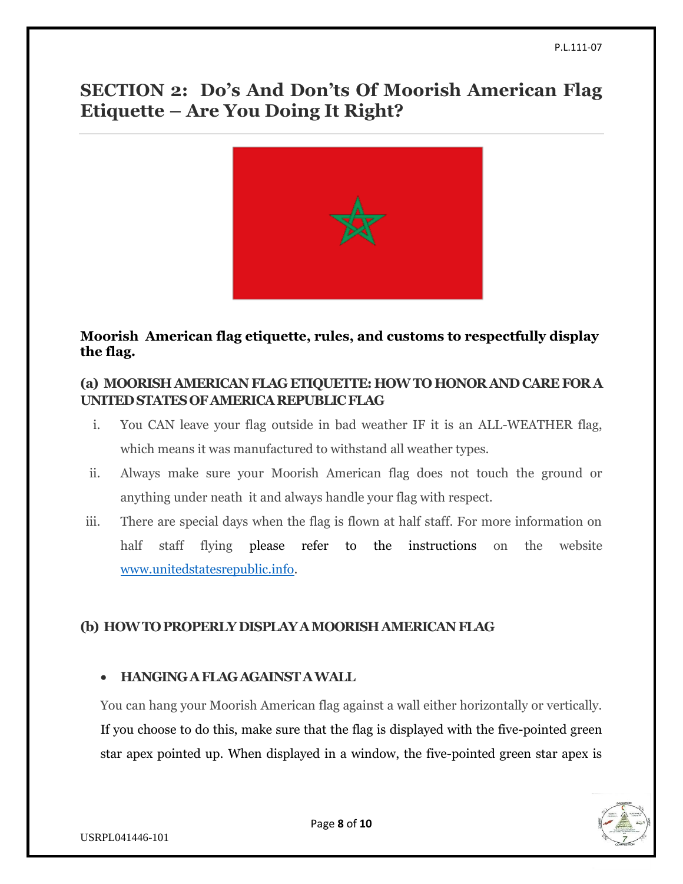## SECTION 2: Do's And Don'ts Of Moorish American Flag Etiquette – Are You Doing It Right?

**Moorish American flag etiquette, rules, and customs to respectfully display the flag.**

### (a) MOORISH AMERICAN FLAG ETIQUETTE: HOW TO HONOR AND CARE FOR A UNITED STATES OF AMERICA REPUBLIC FLAG

i. You CAN leave your flag outside in bad weather IF it is an ALL-WEATHER flag, which means it was manufactured to withstand all weather types.

ii. Always make sure your Moorish American flag does not touch the ground or anything under neath it and always handle your flag with respect.

iii. There are special days when the flag is flown at half staff. For more information on half staff flying please refer to the instructions on the website www.unitedstatesrepublic.info.

### (b) HOW TO PROPERLY DISPLAY A MOORISH AMERICAN FLAG

- **HANGING A FLAG AGAINST A WALL**

You can hang your Moorish American flag against a wall either horizontally or vertically. If you choose to do this, make sure that the flag is displayed with the five-pointed green star apex pointed up. When displayed in a window, the five-pointed green star apex is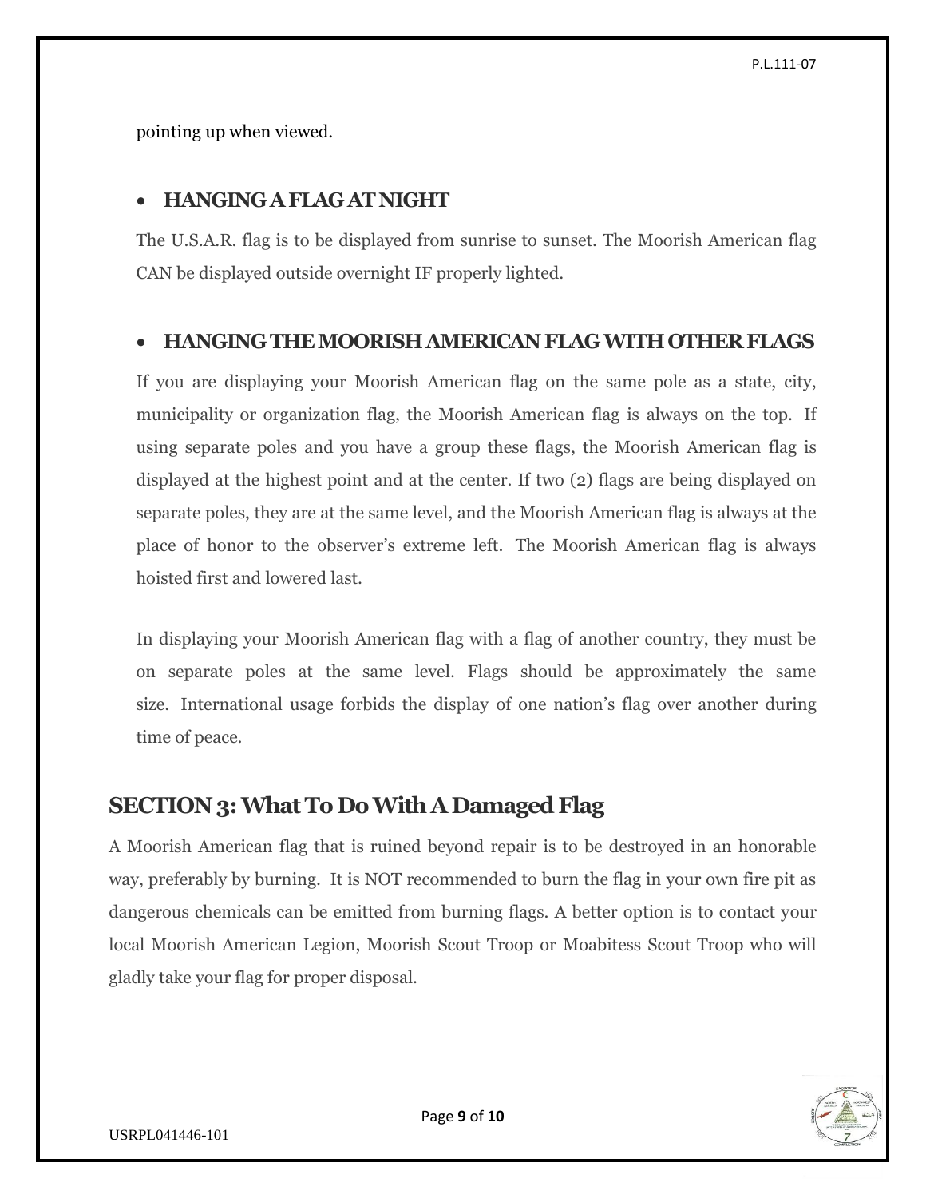pointing up when viewed.

- **HANGING A FLAG AT NIGHT**

The U.S.A.R. flag is to be displayed from sunrise to sunset. The Moorish American flag CAN be displayed outside overnight IF properly lighted.

- **HANGING THE MOORISH AMERICAN FLAG WITH OTHER FLAGS**

If you are displaying your Moorish American flag on the same pole as a state, city, municipality or organization flag, the Moorish American flag is always on the top. If using separate poles and you have a group these flags, the Moorish American flag is displayed at the highest point and at the center. If two (2) flags are being displayed on separate poles, they are at the same level, and the Moorish American flag is always at the place of honor to the observer's extreme left. The Moorish American flag is always hoisted first and lowered last.

In displaying your Moorish American flag with a flag of another country, they must be on separate poles at the same level. Flags should be approximately the same size. International usage forbids the display of one nation's flag over another during time of peace.

## SECTION 3: What To Do With A Damaged Flag

A Moorish American flag that is ruined beyond repair is to be destroyed in an honorable way, preferably by burning. It is NOT recommended to burn the flag in your own fire pit as dangerous chemicals can be emitted from burning flags. A better option is to contact your local Moorish American Legion, Moorish Scout Troop or Moabitess Scout Troop who will gladly take your flag for proper disposal.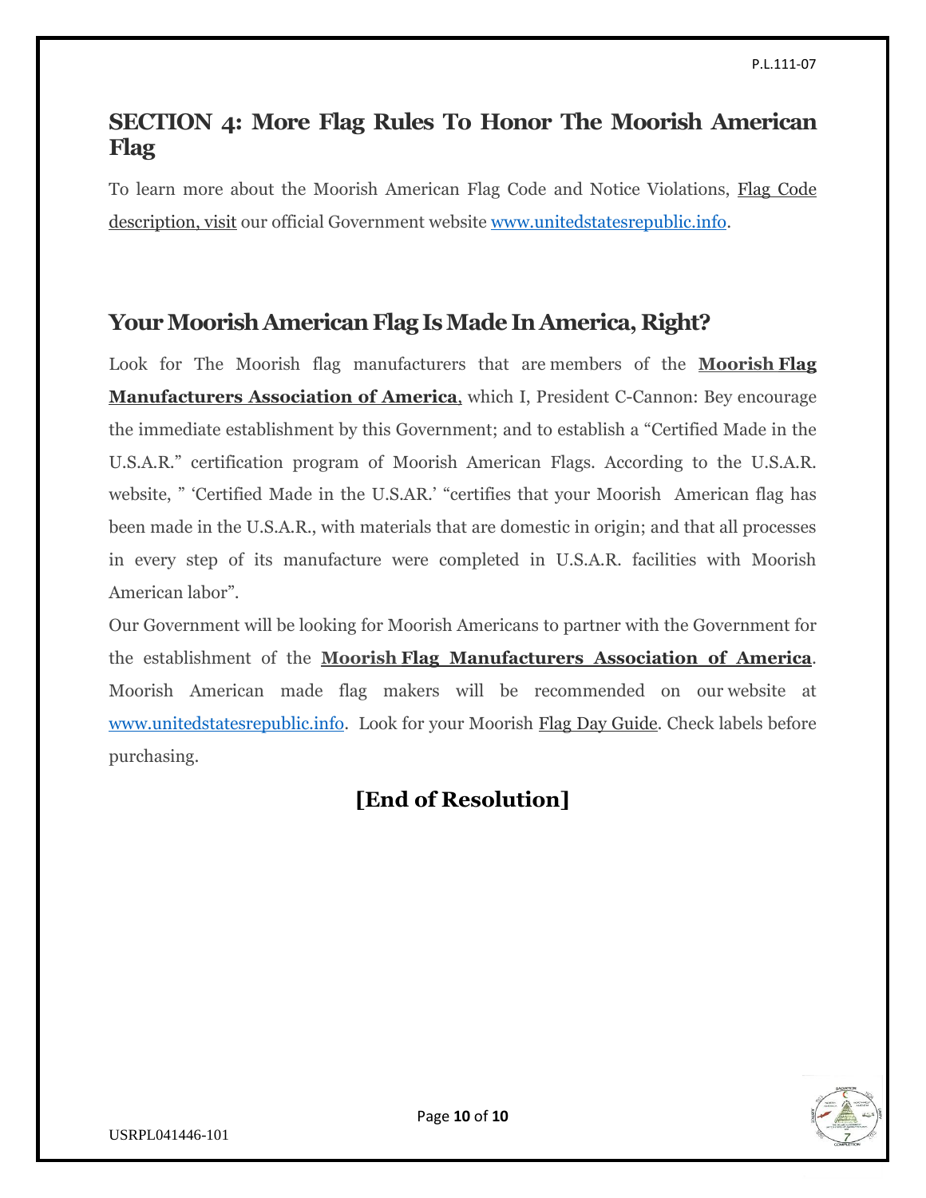## SECTION 4: More Flag Rules To Honor The Moorish American Flag

To learn more about the Moorish American Flag Code and Notice Violations, Flag Code description, visit our official Government website www.unitedstatesrepublic.info.

## Your Moorish American Flag Is Made In America, Right?

Look for The Moorish flag manufacturers that are members of the **Moorish Flag Manufacturers Association of America**, which I, President C-Cannon: Bey encourage the immediate establishment by this Government; and to establish a "Certified Made in the U.S.A.R." certification program of Moorish American Flags. According to the U.S.A.R. website, " 'Certified Made in the U.S.AR.' "certifies that your Moorish American flag has been made in the U.S.A.R., with materials that are domestic in origin; and that all processes in every step of its manufacture were completed in U.S.A.R. facilities with Moorish American labor".

Our Government will be looking for Moorish Americans to partner with the Government for the establishment of the **Moorish Flag Manufacturers Association of America**. Moorish American made flag makers will be recommended on our website at www.unitedstatesrepublic.info. Look for your Moorish Flag Day Guide. Check labels before purchasing.

**[End of Resolution]**

USRPL041446-101